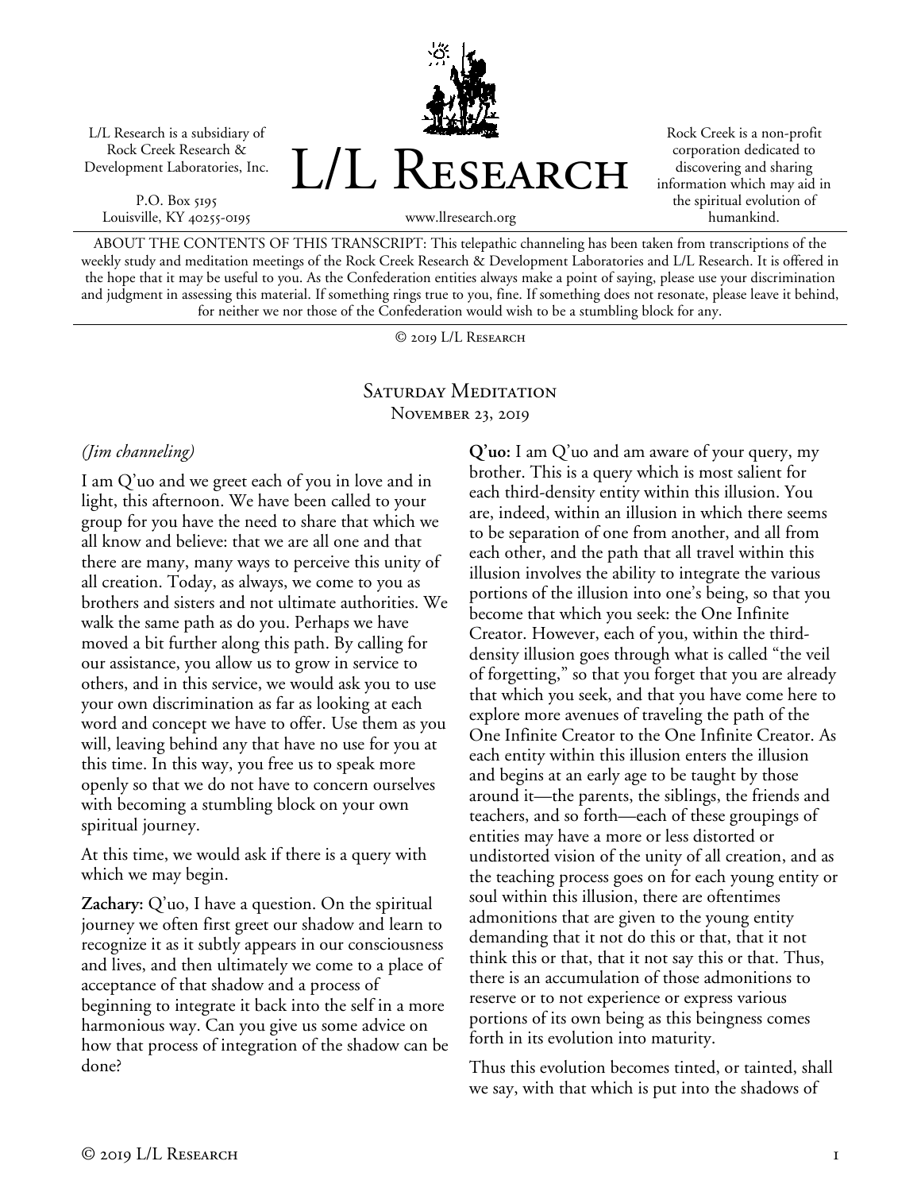L/L Research is a subsidiary of Rock Creek Research & Development Laboratories, Inc.

P.O. Box 5195
Louisville, KY 40255-0195

# L/L Research

www.llresearch.org

Rock Creek is a non-profit corporation dedicated to discovering and sharing information which may aid in the spiritual evolution of humankind.

ABOUT THE CONTENTS OF THIS TRANSCRIPT: This telepathic channeling has been taken from transcriptions of the weekly study and meditation meetings of the Rock Creek Research & Development Laboratories and L/L Research. It is offered in the hope that it may be useful to you. As the Confederation entities always make a point of saying, please use your discrimination and judgment in assessing this material. If something rings true to you, fine. If something does not resonate, please leave it behind, for neither we nor those of the Confederation would wish to be a stumbling block for any.

© 2019 L/L Research

## Saturday Meditation
November 23, 2019

*(Jim channeling)*

I am Q'uo and we greet each of you in love and in light, this afternoon. We have been called to your group for you have the need to share that which we all know and believe: that we are all one and that there are many, many ways to perceive this unity of all creation. Today, as always, we come to you as brothers and sisters and not ultimate authorities. We walk the same path as do you. Perhaps we have moved a bit further along this path. By calling for our assistance, you allow us to grow in service to others, and in this service, we would ask you to use your own discrimination as far as looking at each word and concept we have to offer. Use them as you will, leaving behind any that have no use for you at this time. In this way, you free us to speak more openly so that we do not have to concern ourselves with becoming a stumbling block on your own spiritual journey.

At this time, we would ask if there is a query with which we may begin.

**Zachary:** Q'uo, I have a question. On the spiritual journey we often first greet our shadow and learn to recognize it as it subtly appears in our consciousness and lives, and then ultimately we come to a place of acceptance of that shadow and a process of beginning to integrate it back into the self in a more harmonious way. Can you give us some advice on how that process of integration of the shadow can be done?

**Q'uo:** I am Q'uo and am aware of your query, my brother. This is a query which is most salient for each third-density entity within this illusion. You are, indeed, within an illusion in which there seems to be separation of one from another, and all from each other, and the path that all travel within this illusion involves the ability to integrate the various portions of the illusion into one's being, so that you become that which you seek: the One Infinite Creator. However, each of you, within the third-density illusion goes through what is called "the veil of forgetting," so that you forget that you are already that which you seek, and that you have come here to explore more avenues of traveling the path of the One Infinite Creator to the One Infinite Creator. As each entity within this illusion enters the illusion and begins at an early age to be taught by those around it—the parents, the siblings, the friends and teachers, and so forth—each of these groupings of entities may have a more or less distorted or undistorted vision of the unity of all creation, and as the teaching process goes on for each young entity or soul within this illusion, there are oftentimes admonitions that are given to the young entity demanding that it not do this or that, that it not think this or that, that it not say this or that. Thus, there is an accumulation of those admonitions to reserve or to not experience or express various portions of its own being as this beingness comes forth in its evolution into maturity.

Thus this evolution becomes tinted, or tainted, shall we say, with that which is put into the shadows of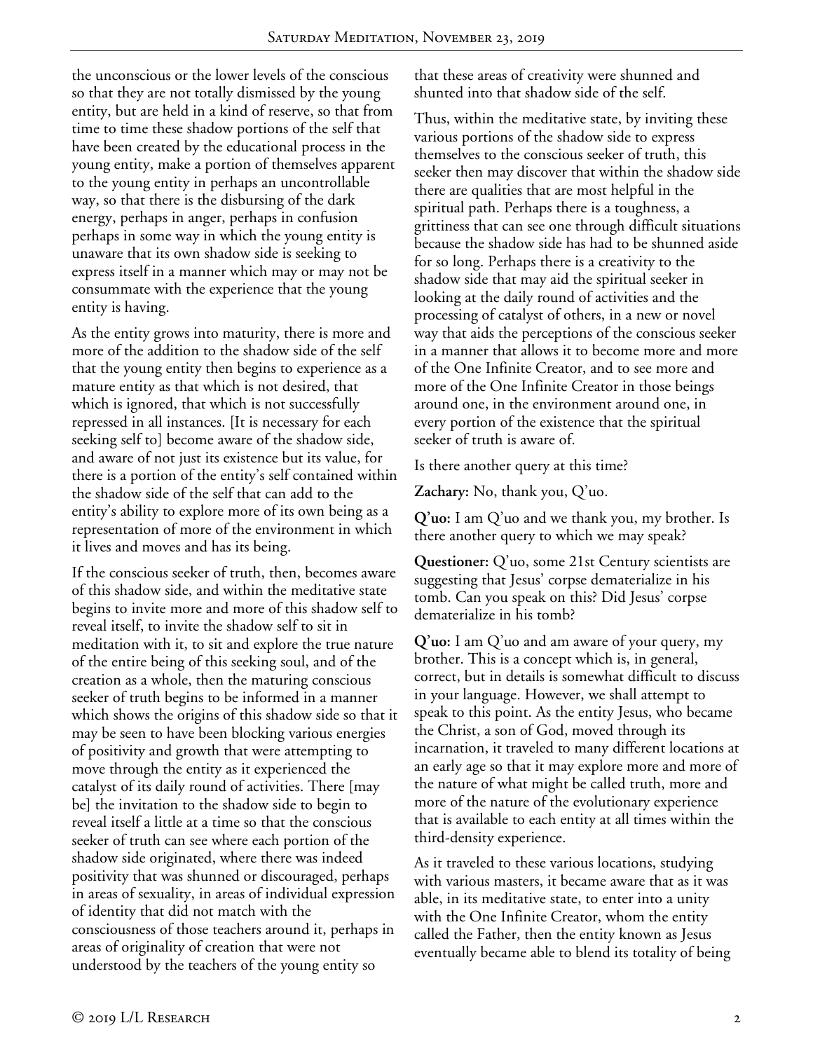the unconscious or the lower levels of the conscious so that they are not totally dismissed by the young entity, but are held in a kind of reserve, so that from time to time these shadow portions of the self that have been created by the educational process in the young entity, make a portion of themselves apparent to the young entity in perhaps an uncontrollable way, so that there is the disbursing of the dark energy, perhaps in anger, perhaps in confusion perhaps in some way in which the young entity is unaware that its own shadow side is seeking to express itself in a manner which may or may not be consummate with the experience that the young entity is having.

As the entity grows into maturity, there is more and more of the addition to the shadow side of the self that the young entity then begins to experience as a mature entity as that which is not desired, that which is ignored, that which is not successfully repressed in all instances. [It is necessary for each seeking self to] become aware of the shadow side, and aware of not just its existence but its value, for there is a portion of the entity's self contained within the shadow side of the self that can add to the entity's ability to explore more of its own being as a representation of more of the environment in which it lives and moves and has its being.

If the conscious seeker of truth, then, becomes aware of this shadow side, and within the meditative state begins to invite more and more of this shadow self to reveal itself, to invite the shadow self to sit in meditation with it, to sit and explore the true nature of the entire being of this seeking soul, and of the creation as a whole, then the maturing conscious seeker of truth begins to be informed in a manner which shows the origins of this shadow side so that it may be seen to have been blocking various energies of positivity and growth that were attempting to move through the entity as it experienced the catalyst of its daily round of activities. There [may be] the invitation to the shadow side to begin to reveal itself a little at a time so that the conscious seeker of truth can see where each portion of the shadow side originated, where there was indeed positivity that was shunned or discouraged, perhaps in areas of sexuality, in areas of individual expression of identity that did not match with the consciousness of those teachers around it, perhaps in areas of originality of creation that were not understood by the teachers of the young entity so that these areas of creativity were shunned and shunted into that shadow side of the self.

Thus, within the meditative state, by inviting these various portions of the shadow side to express themselves to the conscious seeker of truth, this seeker then may discover that within the shadow side there are qualities that are most helpful in the spiritual path. Perhaps there is a toughness, a grittiness that can see one through difficult situations because the shadow side has had to be shunned aside for so long. Perhaps there is a creativity to the shadow side that may aid the spiritual seeker in looking at the daily round of activities and the processing of catalyst of others, in a new or novel way that aids the perceptions of the conscious seeker in a manner that allows it to become more and more of the One Infinite Creator, and to see more and more of the One Infinite Creator in those beings around one, in the environment around one, in every portion of the existence that the spiritual seeker of truth is aware of.

Is there another query at this time?

**Zachary:** No, thank you, Q'uo.

**Q'uo:** I am Q'uo and we thank you, my brother. Is there another query to which we may speak?

**Questioner:** Q'uo, some 21st Century scientists are suggesting that Jesus' corpse dematerialize in his tomb. Can you speak on this? Did Jesus' corpse dematerialize in his tomb?

**Q'uo:** I am Q'uo and am aware of your query, my brother. This is a concept which is, in general, correct, but in details is somewhat difficult to discuss in your language. However, we shall attempt to speak to this point. As the entity Jesus, who became the Christ, a son of God, moved through its incarnation, it traveled to many different locations at an early age so that it may explore more and more of the nature of what might be called truth, more and more of the nature of the evolutionary experience that is available to each entity at all times within the third-density experience.

As it traveled to these various locations, studying with various masters, it became aware that as it was able, in its meditative state, to enter into a unity with the One Infinite Creator, whom the entity called the Father, then the entity known as Jesus eventually became able to blend its totality of being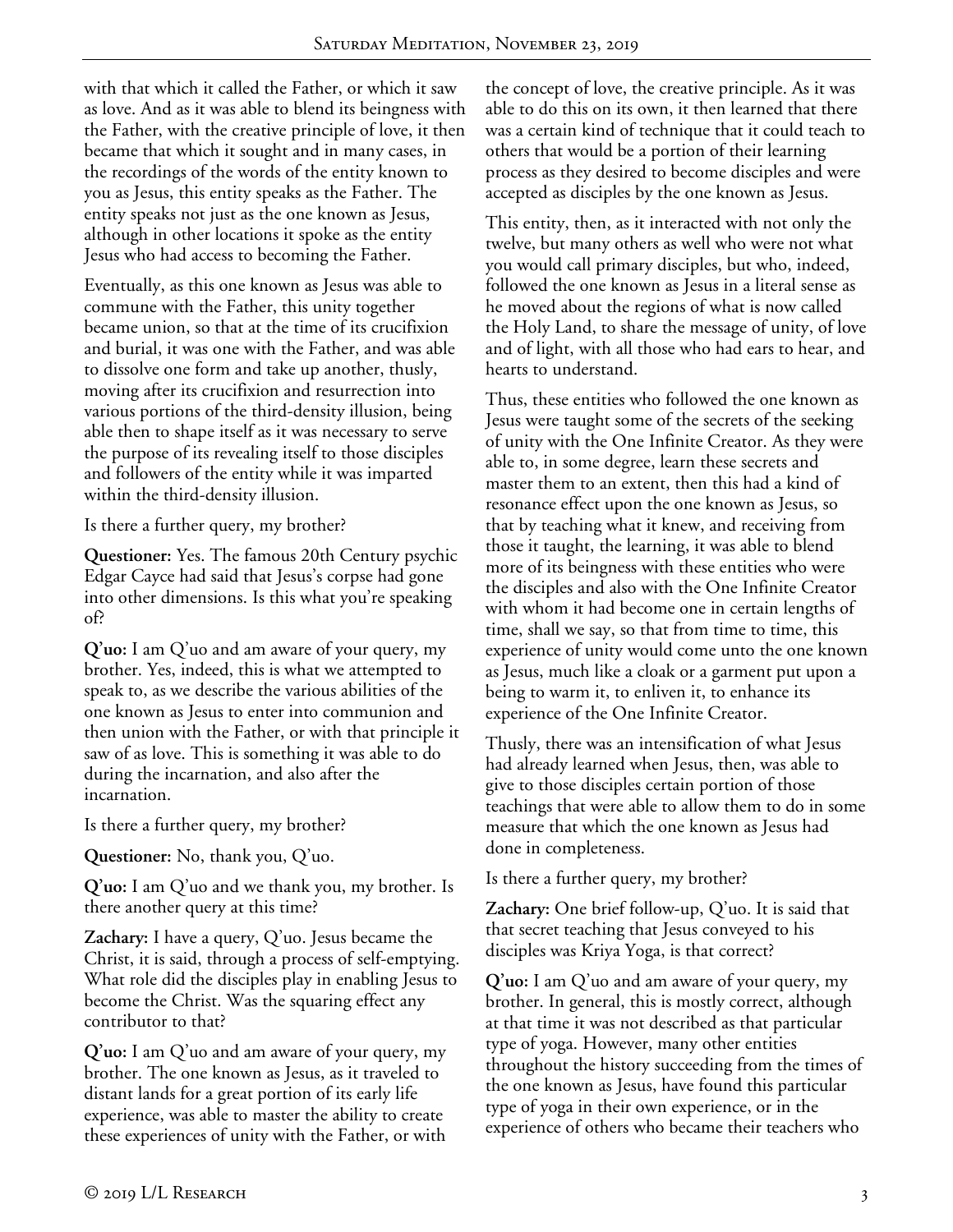with that which it called the Father, or which it saw as love. And as it was able to blend its beingness with the Father, with the creative principle of love, it then became that which it sought and in many cases, in the recordings of the words of the entity known to you as Jesus, this entity speaks as the Father. The entity speaks not just as the one known as Jesus, although in other locations it spoke as the entity Jesus who had access to becoming the Father.

Eventually, as this one known as Jesus was able to commune with the Father, this unity together became union, so that at the time of its crucifixion and burial, it was one with the Father, and was able to dissolve one form and take up another, thusly, moving after its crucifixion and resurrection into various portions of the third-density illusion, being able then to shape itself as it was necessary to serve the purpose of its revealing itself to those disciples and followers of the entity while it was imparted within the third-density illusion.

Is there a further query, my brother?

**Questioner:** Yes. The famous 20th Century psychic Edgar Cayce had said that Jesus's corpse had gone into other dimensions. Is this what you're speaking of?

**Q'uo:** I am Q'uo and am aware of your query, my brother. Yes, indeed, this is what we attempted to speak to, as we describe the various abilities of the one known as Jesus to enter into communion and then union with the Father, or with that principle it saw of as love. This is something it was able to do during the incarnation, and also after the incarnation.

Is there a further query, my brother?

**Questioner:** No, thank you, Q'uo.

**Q'uo:** I am Q'uo and we thank you, my brother. Is there another query at this time?

**Zachary:** I have a query, Q'uo. Jesus became the Christ, it is said, through a process of self-emptying. What role did the disciples play in enabling Jesus to become the Christ. Was the squaring effect any contributor to that?

**Q'uo:** I am Q'uo and am aware of your query, my brother. The one known as Jesus, as it traveled to distant lands for a great portion of its early life experience, was able to master the ability to create these experiences of unity with the Father, or with the concept of love, the creative principle. As it was able to do this on its own, it then learned that there was a certain kind of technique that it could teach to others that would be a portion of their learning process as they desired to become disciples and were accepted as disciples by the one known as Jesus.

This entity, then, as it interacted with not only the twelve, but many others as well who were not what you would call primary disciples, but who, indeed, followed the one known as Jesus in a literal sense as he moved about the regions of what is now called the Holy Land, to share the message of unity, of love and of light, with all those who had ears to hear, and hearts to understand.

Thus, these entities who followed the one known as Jesus were taught some of the secrets of the seeking of unity with the One Infinite Creator. As they were able to, in some degree, learn these secrets and master them to an extent, then this had a kind of resonance effect upon the one known as Jesus, so that by teaching what it knew, and receiving from those it taught, the learning, it was able to blend more of its beingness with these entities who were the disciples and also with the One Infinite Creator with whom it had become one in certain lengths of time, shall we say, so that from time to time, this experience of unity would come unto the one known as Jesus, much like a cloak or a garment put upon a being to warm it, to enliven it, to enhance its experience of the One Infinite Creator.

Thusly, there was an intensification of what Jesus had already learned when Jesus, then, was able to give to those disciples certain portion of those teachings that were able to allow them to do in some measure that which the one known as Jesus had done in completeness.

Is there a further query, my brother?

**Zachary:** One brief follow-up, Q'uo. It is said that that secret teaching that Jesus conveyed to his disciples was Kriya Yoga, is that correct?

**Q'uo:** I am Q'uo and am aware of your query, my brother. In general, this is mostly correct, although at that time it was not described as that particular type of yoga. However, many other entities throughout the history succeeding from the times of the one known as Jesus, have found this particular type of yoga in their own experience, or in the experience of others who became their teachers who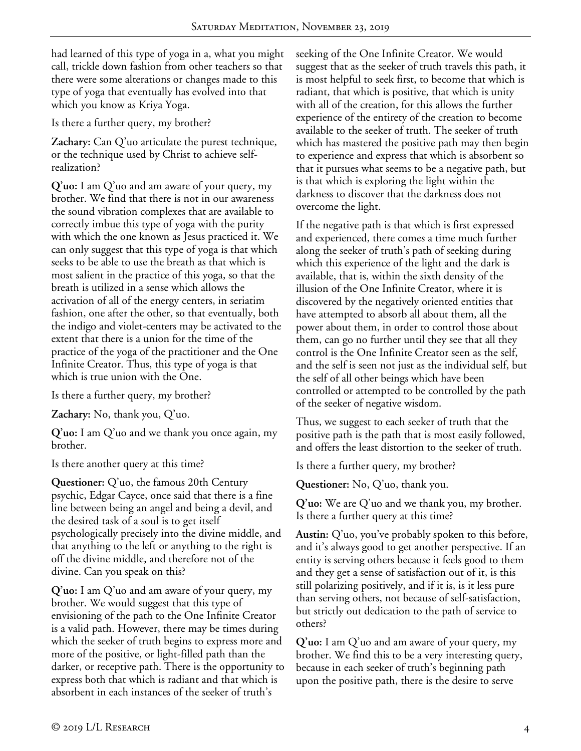had learned of this type of yoga in a, what you might call, trickle down fashion from other teachers so that there were some alterations or changes made to this type of yoga that eventually has evolved into that which you know as Kriya Yoga.

Is there a further query, my brother?

**Zachary:** Can Q'uo articulate the purest technique, or the technique used by Christ to achieve self-realization?

**Q'uo:** I am Q'uo and am aware of your query, my brother. We find that there is not in our awareness the sound vibration complexes that are available to correctly imbue this type of yoga with the purity with which the one known as Jesus practiced it. We can only suggest that this type of yoga is that which seeks to be able to use the breath as that which is most salient in the practice of this yoga, so that the breath is utilized in a sense which allows the activation of all of the energy centers, in seriatim fashion, one after the other, so that eventually, both the indigo and violet-centers may be activated to the extent that there is a union for the time of the practice of the yoga of the practitioner and the One Infinite Creator. Thus, this type of yoga is that which is true union with the One.

Is there a further query, my brother?

**Zachary:** No, thank you, Q'uo.

**Q'uo:** I am Q'uo and we thank you once again, my brother.

Is there another query at this time?

**Questioner:** Q'uo, the famous 20th Century psychic, Edgar Cayce, once said that there is a fine line between being an angel and being a devil, and the desired task of a soul is to get itself psychologically precisely into the divine middle, and that anything to the left or anything to the right is off the divine middle, and therefore not of the divine. Can you speak on this?

**Q'uo:** I am Q'uo and am aware of your query, my brother. We would suggest that this type of envisioning of the path to the One Infinite Creator is a valid path. However, there may be times during which the seeker of truth begins to express more and more of the positive, or light-filled path than the darker, or receptive path. There is the opportunity to express both that which is radiant and that which is absorbent in each instances of the seeker of truth's seeking of the One Infinite Creator. We would suggest that as the seeker of truth travels this path, it is most helpful to seek first, to become that which is radiant, that which is positive, that which is unity with all of the creation, for this allows the further experience of the entirety of the creation to become available to the seeker of truth. The seeker of truth which has mastered the positive path may then begin to experience and express that which is absorbent so that it pursues what seems to be a negative path, but is that which is exploring the light within the darkness to discover that the darkness does not overcome the light.

If the negative path is that which is first expressed and experienced, there comes a time much further along the seeker of truth's path of seeking during which this experience of the light and the dark is available, that is, within the sixth density of the illusion of the One Infinite Creator, where it is discovered by the negatively oriented entities that have attempted to absorb all about them, all the power about them, in order to control those about them, can go no further until they see that all they control is the One Infinite Creator seen as the self, and the self is seen not just as the individual self, but the self of all other beings which have been controlled or attempted to be controlled by the path of the seeker of negative wisdom.

Thus, we suggest to each seeker of truth that the positive path is the path that is most easily followed, and offers the least distortion to the seeker of truth.

Is there a further query, my brother?

**Questioner:** No, Q'uo, thank you.

**Q'uo:** We are Q'uo and we thank you, my brother. Is there a further query at this time?

**Austin:** Q'uo, you've probably spoken to this before, and it's always good to get another perspective. If an entity is serving others because it feels good to them and they get a sense of satisfaction out of it, is this still polarizing positively, and if it is, is it less pure than serving others, not because of self-satisfaction, but strictly out dedication to the path of service to others?

**Q'uo:** I am Q'uo and am aware of your query, my brother. We find this to be a very interesting query, because in each seeker of truth's beginning path upon the positive path, there is the desire to serve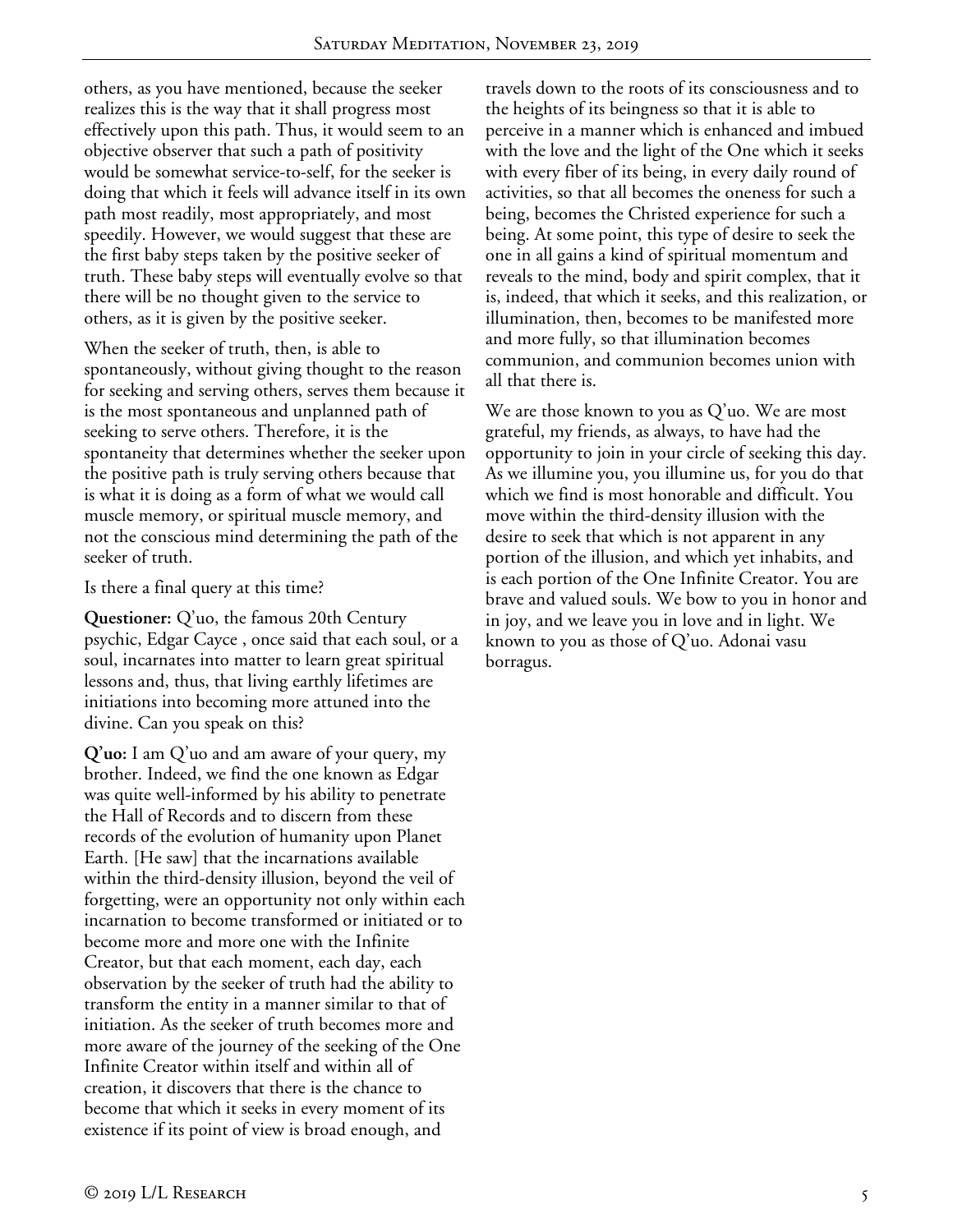others, as you have mentioned, because the seeker realizes this is the way that it shall progress most effectively upon this path. Thus, it would seem to an objective observer that such a path of positivity would be somewhat service-to-self, for the seeker is doing that which it feels will advance itself in its own path most readily, most appropriately, and most speedily. However, we would suggest that these are the first baby steps taken by the positive seeker of truth. These baby steps will eventually evolve so that there will be no thought given to the service to others, as it is given by the positive seeker.

When the seeker of truth, then, is able to spontaneously, without giving thought to the reason for seeking and serving others, serves them because it is the most spontaneous and unplanned path of seeking to serve others. Therefore, it is the spontaneity that determines whether the seeker upon the positive path is truly serving others because that is what it is doing as a form of what we would call muscle memory, or spiritual muscle memory, and not the conscious mind determining the path of the seeker of truth.

Is there a final query at this time?

**Questioner:** Q'uo, the famous 20th Century psychic, Edgar Cayce , once said that each soul, or a soul, incarnates into matter to learn great spiritual lessons and, thus, that living earthly lifetimes are initiations into becoming more attuned into the divine. Can you speak on this?

**Q'uo:** I am Q'uo and am aware of your query, my brother. Indeed, we find the one known as Edgar was quite well-informed by his ability to penetrate the Hall of Records and to discern from these records of the evolution of humanity upon Planet Earth. [He saw] that the incarnations available within the third-density illusion, beyond the veil of forgetting, were an opportunity not only within each incarnation to become transformed or initiated or to become more and more one with the Infinite Creator, but that each moment, each day, each observation by the seeker of truth had the ability to transform the entity in a manner similar to that of initiation. As the seeker of truth becomes more and more aware of the journey of the seeking of the One Infinite Creator within itself and within all of creation, it discovers that there is the chance to become that which it seeks in every moment of its existence if its point of view is broad enough, and travels down to the roots of its consciousness and to the heights of its beingness so that it is able to perceive in a manner which is enhanced and imbued with the love and the light of the One which it seeks with every fiber of its being, in every daily round of activities, so that all becomes the oneness for such a being, becomes the Christed experience for such a being. At some point, this type of desire to seek the one in all gains a kind of spiritual momentum and reveals to the mind, body and spirit complex, that it is, indeed, that which it seeks, and this realization, or illumination, then, becomes to be manifested more and more fully, so that illumination becomes communion, and communion becomes union with all that there is.

We are those known to you as Q'uo. We are most grateful, my friends, as always, to have had the opportunity to join in your circle of seeking this day. As we illumine you, you illumine us, for you do that which we find is most honorable and difficult. You move within the third-density illusion with the desire to seek that which is not apparent in any portion of the illusion, and which yet inhabits, and is each portion of the One Infinite Creator. You are brave and valued souls. We bow to you in honor and in joy, and we leave you in love and in light. We known to you as those of Q'uo. Adonai vasu borragus.